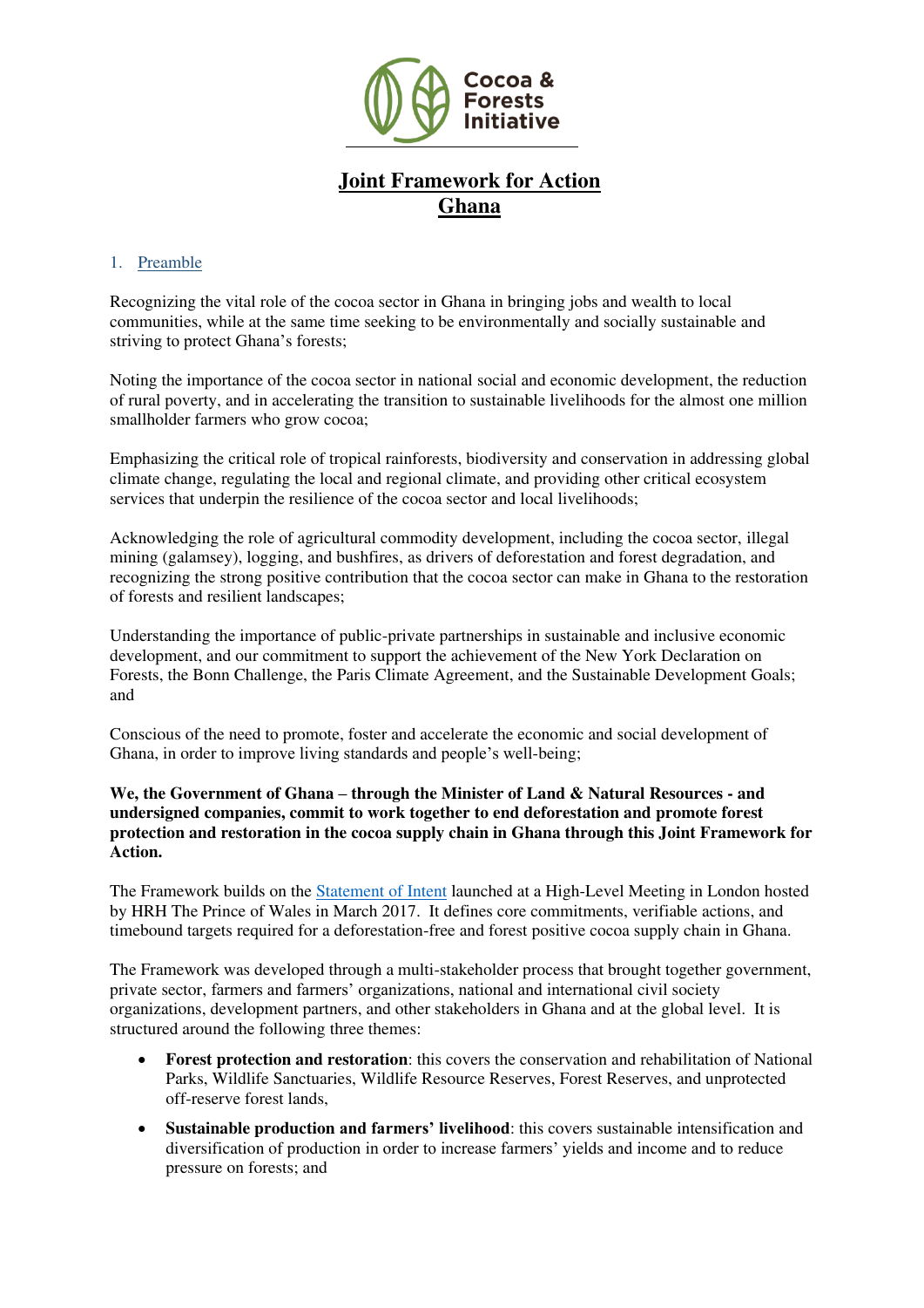Cocoa & Forests Initiative

# Joint Framework for Action Ghana

## 1. Preamble

Recognizing the vital role of the cocoa sector in Ghana in bringing jobs and wealth to local communities, while at the same time seeking to be environmentally and socially sustainable and striving to protect Ghana's forests;

Noting the importance of the cocoa sector in national social and economic development, the reduction of rural poverty, and in accelerating the transition to sustainable livelihoods for the almost one million smallholder farmers who grow cocoa;

Emphasizing the critical role of tropical rainforests, biodiversity and conservation in addressing global climate change, regulating the local and regional climate, and providing other critical ecosystem services that underpin the resilience of the cocoa sector and local livelihoods;

Acknowledging the role of agricultural commodity development, including the cocoa sector, illegal mining (galamsey), logging, and bushfires, as drivers of deforestation and forest degradation, and recognizing the strong positive contribution that the cocoa sector can make in Ghana to the restoration of forests and resilient landscapes;

Understanding the importance of public-private partnerships in sustainable and inclusive economic development, and our commitment to support the achievement of the New York Declaration on Forests, the Bonn Challenge, the Paris Climate Agreement, and the Sustainable Development Goals; and

Conscious of the need to promote, foster and accelerate the economic and social development of Ghana, in order to improve living standards and people's well-being;

**We, the Government of Ghana – through the Minister of Land & Natural Resources - and undersigned companies, commit to work together to end deforestation and promote forest protection and restoration in the cocoa supply chain in Ghana through this Joint Framework for Action.**

The Framework builds on the Statement of Intent launched at a High-Level Meeting in London hosted by HRH The Prince of Wales in March 2017. It defines core commitments, verifiable actions, and timebound targets required for a deforestation-free and forest positive cocoa supply chain in Ghana.

The Framework was developed through a multi-stakeholder process that brought together government, private sector, farmers and farmers' organizations, national and international civil society organizations, development partners, and other stakeholders in Ghana and at the global level. It is structured around the following three themes:

- **Forest protection and restoration**: this covers the conservation and rehabilitation of National Parks, Wildlife Sanctuaries, Wildlife Resource Reserves, Forest Reserves, and unprotected off-reserve forest lands,
- **Sustainable production and farmers' livelihood**: this covers sustainable intensification and diversification of production in order to increase farmers' yields and income and to reduce pressure on forests; and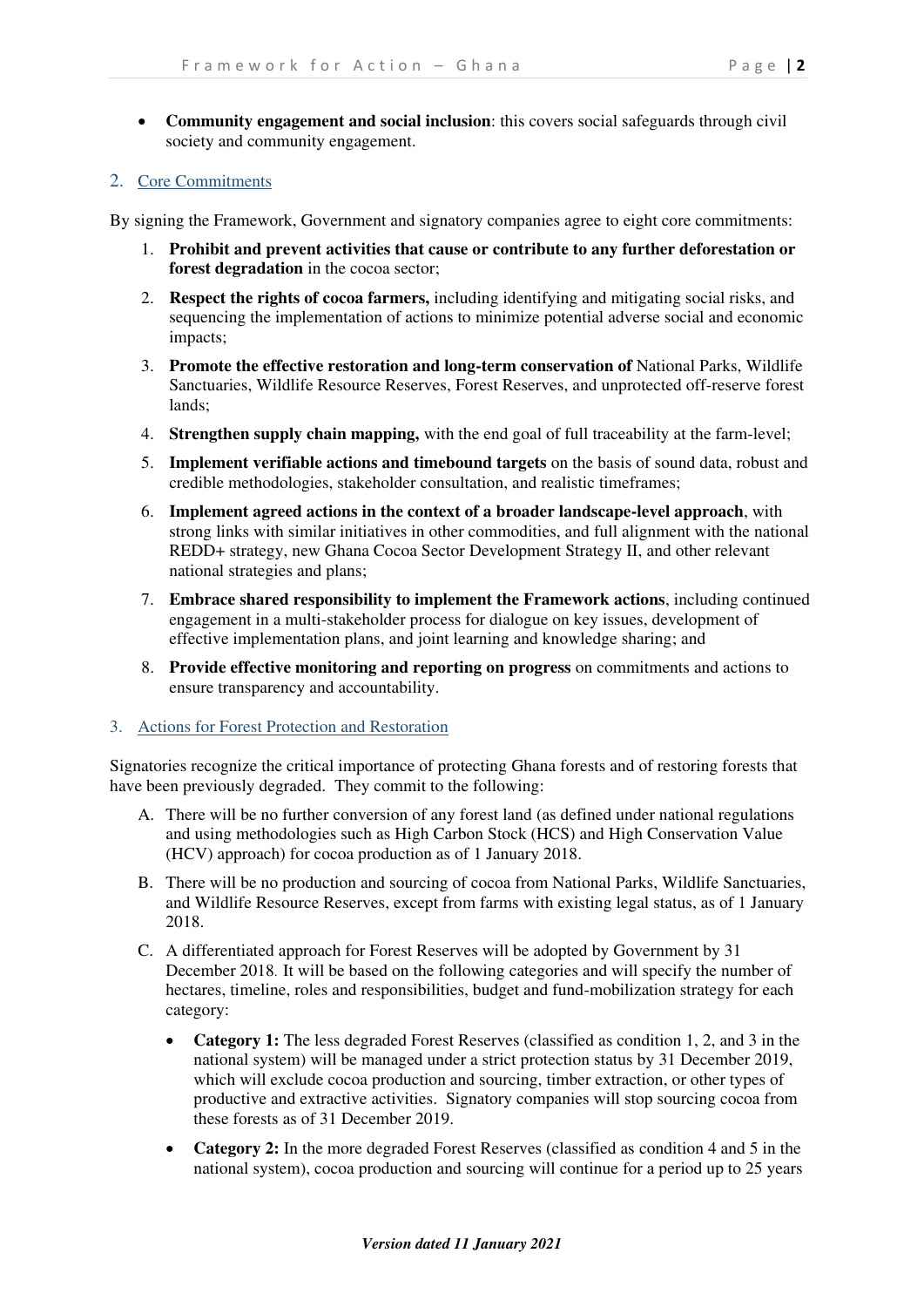- **Community engagement and social inclusion**: this covers social safeguards through civil society and community engagement.

## 2. Core Commitments

By signing the Framework, Government and signatory companies agree to eight core commitments:

1. **Prohibit and prevent activities that cause or contribute to any further deforestation or forest degradation** in the cocoa sector;
2. **Respect the rights of cocoa farmers,** including identifying and mitigating social risks, and sequencing the implementation of actions to minimize potential adverse social and economic impacts;
3. **Promote the effective restoration and long-term conservation of** National Parks, Wildlife Sanctuaries, Wildlife Resource Reserves, Forest Reserves, and unprotected off-reserve forest lands;
4. **Strengthen supply chain mapping,** with the end goal of full traceability at the farm-level;
5. **Implement verifiable actions and timebound targets** on the basis of sound data, robust and credible methodologies, stakeholder consultation, and realistic timeframes;
6. **Implement agreed actions in the context of a broader landscape-level approach**, with strong links with similar initiatives in other commodities, and full alignment with the national REDD+ strategy, new Ghana Cocoa Sector Development Strategy II, and other relevant national strategies and plans;
7. **Embrace shared responsibility to implement the Framework actions**, including continued engagement in a multi-stakeholder process for dialogue on key issues, development of effective implementation plans, and joint learning and knowledge sharing; and
8. **Provide effective monitoring and reporting on progress** on commitments and actions to ensure transparency and accountability.

## 3. Actions for Forest Protection and Restoration

Signatories recognize the critical importance of protecting Ghana forests and of restoring forests that have been previously degraded. They commit to the following:

A. There will be no further conversion of any forest land (as defined under national regulations and using methodologies such as High Carbon Stock (HCS) and High Conservation Value (HCV) approach) for cocoa production as of 1 January 2018.

B. There will be no production and sourcing of cocoa from National Parks, Wildlife Sanctuaries, and Wildlife Resource Reserves, except from farms with existing legal status, as of 1 January 2018.

C. A differentiated approach for Forest Reserves will be adopted by Government by 31 December 2018. It will be based on the following categories and will specify the number of hectares, timeline, roles and responsibilities, budget and fund-mobilization strategy for each category:

   - **Category 1:** The less degraded Forest Reserves (classified as condition 1, 2, and 3 in the national system) will be managed under a strict protection status by 31 December 2019, which will exclude cocoa production and sourcing, timber extraction, or other types of productive and extractive activities. Signatory companies will stop sourcing cocoa from these forests as of 31 December 2019.
   - **Category 2:** In the more degraded Forest Reserves (classified as condition 4 and 5 in the national system), cocoa production and sourcing will continue for a period up to 25 years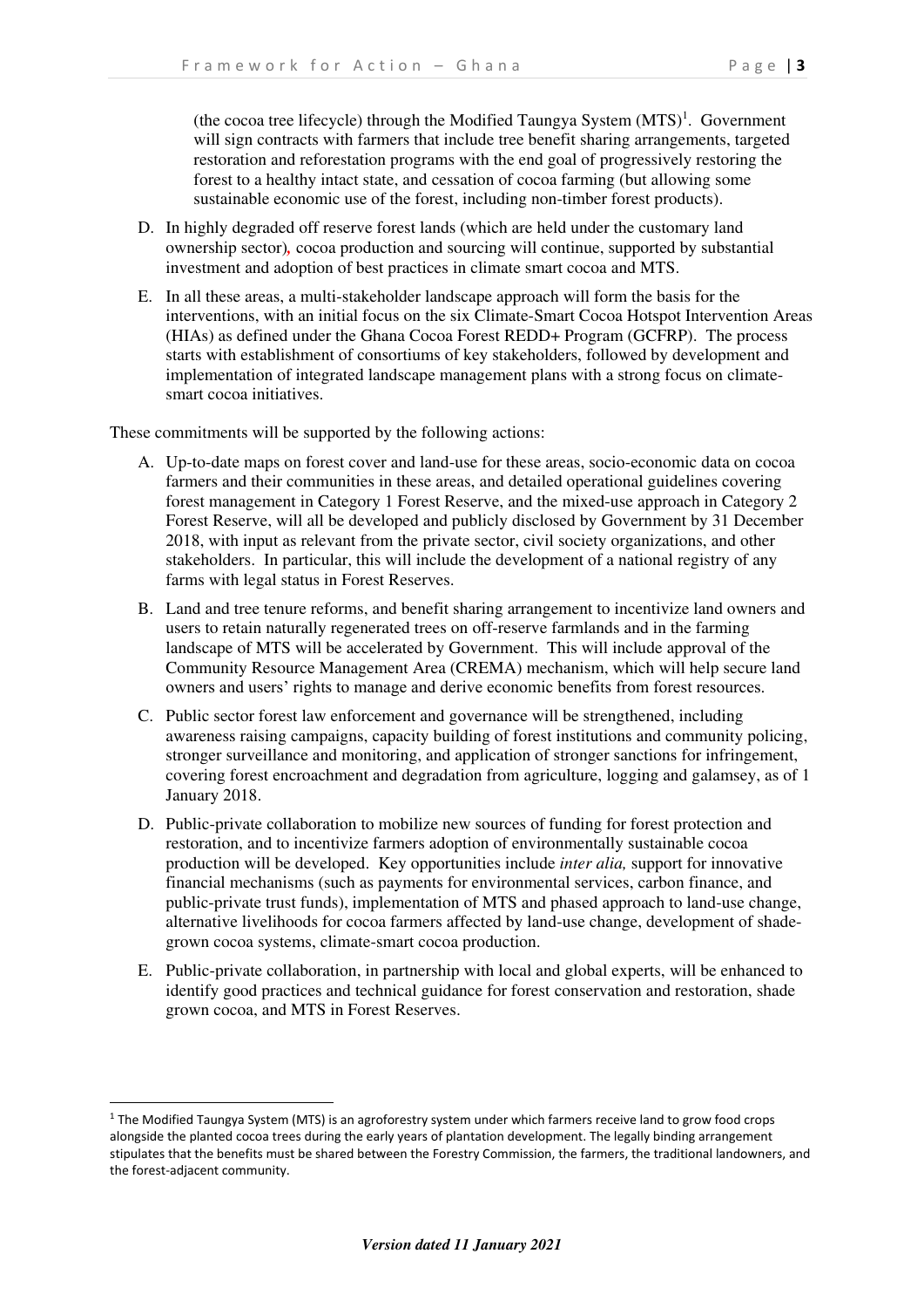(the cocoa tree lifecycle) through the Modified Taungya System (MTS)[1]. Government will sign contracts with farmers that include tree benefit sharing arrangements, targeted restoration and reforestation programs with the end goal of progressively restoring the forest to a healthy intact state, and cessation of cocoa farming (but allowing some sustainable economic use of the forest, including non-timber forest products).

D. In highly degraded off reserve forest lands (which are held under the customary land ownership sector), cocoa production and sourcing will continue, supported by substantial investment and adoption of best practices in climate smart cocoa and MTS.

E. In all these areas, a multi-stakeholder landscape approach will form the basis for the interventions, with an initial focus on the six Climate-Smart Cocoa Hotspot Intervention Areas (HIAs) as defined under the Ghana Cocoa Forest REDD+ Program (GCFRP). The process starts with establishment of consortiums of key stakeholders, followed by development and implementation of integrated landscape management plans with a strong focus on climate-smart cocoa initiatives.

These commitments will be supported by the following actions:

A. Up-to-date maps on forest cover and land-use for these areas, socio-economic data on cocoa farmers and their communities in these areas, and detailed operational guidelines covering forest management in Category 1 Forest Reserve, and the mixed-use approach in Category 2 Forest Reserve, will all be developed and publicly disclosed by Government by 31 December 2018, with input as relevant from the private sector, civil society organizations, and other stakeholders. In particular, this will include the development of a national registry of any farms with legal status in Forest Reserves.

B. Land and tree tenure reforms, and benefit sharing arrangement to incentivize land owners and users to retain naturally regenerated trees on off-reserve farmlands and in the farming landscape of MTS will be accelerated by Government. This will include approval of the Community Resource Management Area (CREMA) mechanism, which will help secure land owners and users' rights to manage and derive economic benefits from forest resources.

C. Public sector forest law enforcement and governance will be strengthened, including awareness raising campaigns, capacity building of forest institutions and community policing, stronger surveillance and monitoring, and application of stronger sanctions for infringement, covering forest encroachment and degradation from agriculture, logging and galamsey, as of 1 January 2018.

D. Public-private collaboration to mobilize new sources of funding for forest protection and restoration, and to incentivize farmers adoption of environmentally sustainable cocoa production will be developed. Key opportunities include *inter alia,* support for innovative financial mechanisms (such as payments for environmental services, carbon finance, and public-private trust funds), implementation of MTS and phased approach to land-use change, alternative livelihoods for cocoa farmers affected by land-use change, development of shade-grown cocoa systems, climate-smart cocoa production.

E. Public-private collaboration, in partnership with local and global experts, will be enhanced to identify good practices and technical guidance for forest conservation and restoration, shade grown cocoa, and MTS in Forest Reserves.

[1] The Modified Taungya System (MTS) is an agroforestry system under which farmers receive land to grow food crops alongside the planted cocoa trees during the early years of plantation development. The legally binding arrangement stipulates that the benefits must be shared between the Forestry Commission, the farmers, the traditional landowners, and the forest-adjacent community.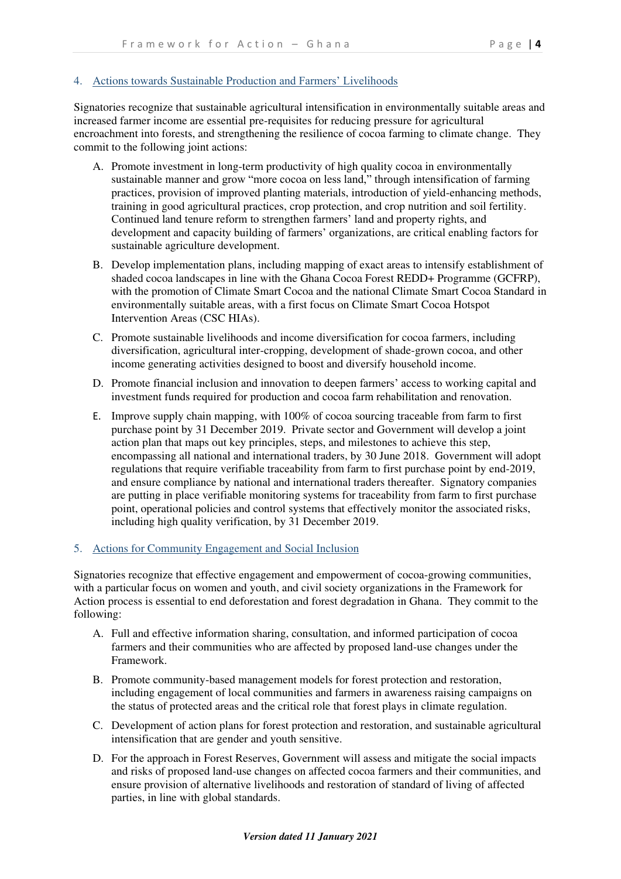## 4. Actions towards Sustainable Production and Farmers' Livelihoods

Signatories recognize that sustainable agricultural intensification in environmentally suitable areas and increased farmer income are essential pre-requisites for reducing pressure for agricultural encroachment into forests, and strengthening the resilience of cocoa farming to climate change. They commit to the following joint actions:

A. Promote investment in long-term productivity of high quality cocoa in environmentally sustainable manner and grow "more cocoa on less land," through intensification of farming practices, provision of improved planting materials, introduction of yield-enhancing methods, training in good agricultural practices, crop protection, and crop nutrition and soil fertility. Continued land tenure reform to strengthen farmers' land and property rights, and development and capacity building of farmers' organizations, are critical enabling factors for sustainable agriculture development.

B. Develop implementation plans, including mapping of exact areas to intensify establishment of shaded cocoa landscapes in line with the Ghana Cocoa Forest REDD+ Programme (GCFRP), with the promotion of Climate Smart Cocoa and the national Climate Smart Cocoa Standard in environmentally suitable areas, with a first focus on Climate Smart Cocoa Hotspot Intervention Areas (CSC HIAs).

C. Promote sustainable livelihoods and income diversification for cocoa farmers, including diversification, agricultural inter-cropping, development of shade-grown cocoa, and other income generating activities designed to boost and diversify household income.

D. Promote financial inclusion and innovation to deepen farmers' access to working capital and investment funds required for production and cocoa farm rehabilitation and renovation.

E. Improve supply chain mapping, with 100% of cocoa sourcing traceable from farm to first purchase point by 31 December 2019. Private sector and Government will develop a joint action plan that maps out key principles, steps, and milestones to achieve this step, encompassing all national and international traders, by 30 June 2018. Government will adopt regulations that require verifiable traceability from farm to first purchase point by end-2019, and ensure compliance by national and international traders thereafter. Signatory companies are putting in place verifiable monitoring systems for traceability from farm to first purchase point, operational policies and control systems that effectively monitor the associated risks, including high quality verification, by 31 December 2019.

## 5. Actions for Community Engagement and Social Inclusion

Signatories recognize that effective engagement and empowerment of cocoa-growing communities, with a particular focus on women and youth, and civil society organizations in the Framework for Action process is essential to end deforestation and forest degradation in Ghana. They commit to the following:

A. Full and effective information sharing, consultation, and informed participation of cocoa farmers and their communities who are affected by proposed land-use changes under the Framework.

B. Promote community-based management models for forest protection and restoration, including engagement of local communities and farmers in awareness raising campaigns on the status of protected areas and the critical role that forest plays in climate regulation.

C. Development of action plans for forest protection and restoration, and sustainable agricultural intensification that are gender and youth sensitive.

D. For the approach in Forest Reserves, Government will assess and mitigate the social impacts and risks of proposed land-use changes on affected cocoa farmers and their communities, and ensure provision of alternative livelihoods and restoration of standard of living of affected parties, in line with global standards.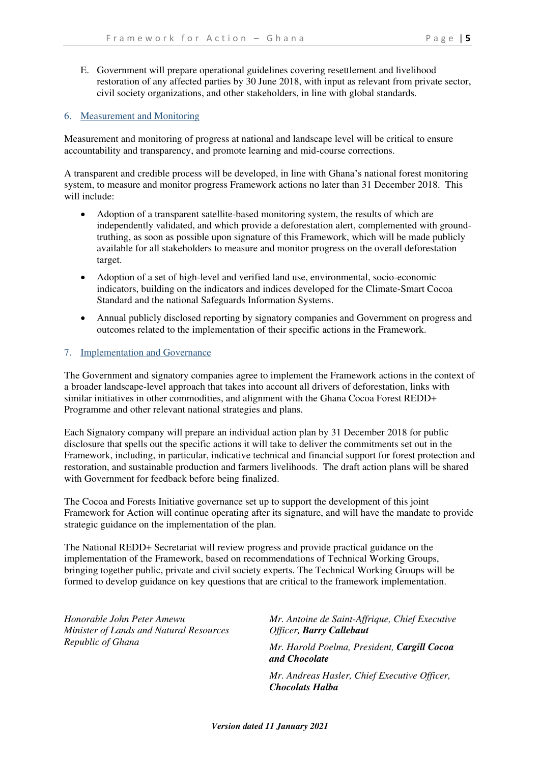E. Government will prepare operational guidelines covering resettlement and livelihood restoration of any affected parties by 30 June 2018, with input as relevant from private sector, civil society organizations, and other stakeholders, in line with global standards.

## 6. Measurement and Monitoring

Measurement and monitoring of progress at national and landscape level will be critical to ensure accountability and transparency, and promote learning and mid-course corrections.

A transparent and credible process will be developed, in line with Ghana's national forest monitoring system, to measure and monitor progress Framework actions no later than 31 December 2018. This will include:

- Adoption of a transparent satellite-based monitoring system, the results of which are independently validated, and which provide a deforestation alert, complemented with ground-truthing, as soon as possible upon signature of this Framework, which will be made publicly available for all stakeholders to measure and monitor progress on the overall deforestation target.
- Adoption of a set of high-level and verified land use, environmental, socio-economic indicators, building on the indicators and indices developed for the Climate-Smart Cocoa Standard and the national Safeguards Information Systems.
- Annual publicly disclosed reporting by signatory companies and Government on progress and outcomes related to the implementation of their specific actions in the Framework.

## 7. Implementation and Governance

The Government and signatory companies agree to implement the Framework actions in the context of a broader landscape-level approach that takes into account all drivers of deforestation, links with similar initiatives in other commodities, and alignment with the Ghana Cocoa Forest REDD+ Programme and other relevant national strategies and plans.

Each Signatory company will prepare an individual action plan by 31 December 2018 for public disclosure that spells out the specific actions it will take to deliver the commitments set out in the Framework, including, in particular, indicative technical and financial support for forest protection and restoration, and sustainable production and farmers livelihoods. The draft action plans will be shared with Government for feedback before being finalized.

The Cocoa and Forests Initiative governance set up to support the development of this joint Framework for Action will continue operating after its signature, and will have the mandate to provide strategic guidance on the implementation of the plan.

The National REDD+ Secretariat will review progress and provide practical guidance on the implementation of the Framework, based on recommendations of Technical Working Groups, bringing together public, private and civil society experts. The Technical Working Groups will be formed to develop guidance on key questions that are critical to the framework implementation.

*Honorable John Peter Amewu*
*Minister of Lands and Natural Resources*
*Republic of Ghana*

*Mr. Antoine de Saint-Affrique, Chief Executive Officer,* ***Barry Callebaut***

*Mr. Harold Poelma, President,* ***Cargill Cocoa and Chocolate***

*Mr. Andreas Hasler, Chief Executive Officer,* ***Chocolats Halba***

***Version dated 11 January 2021***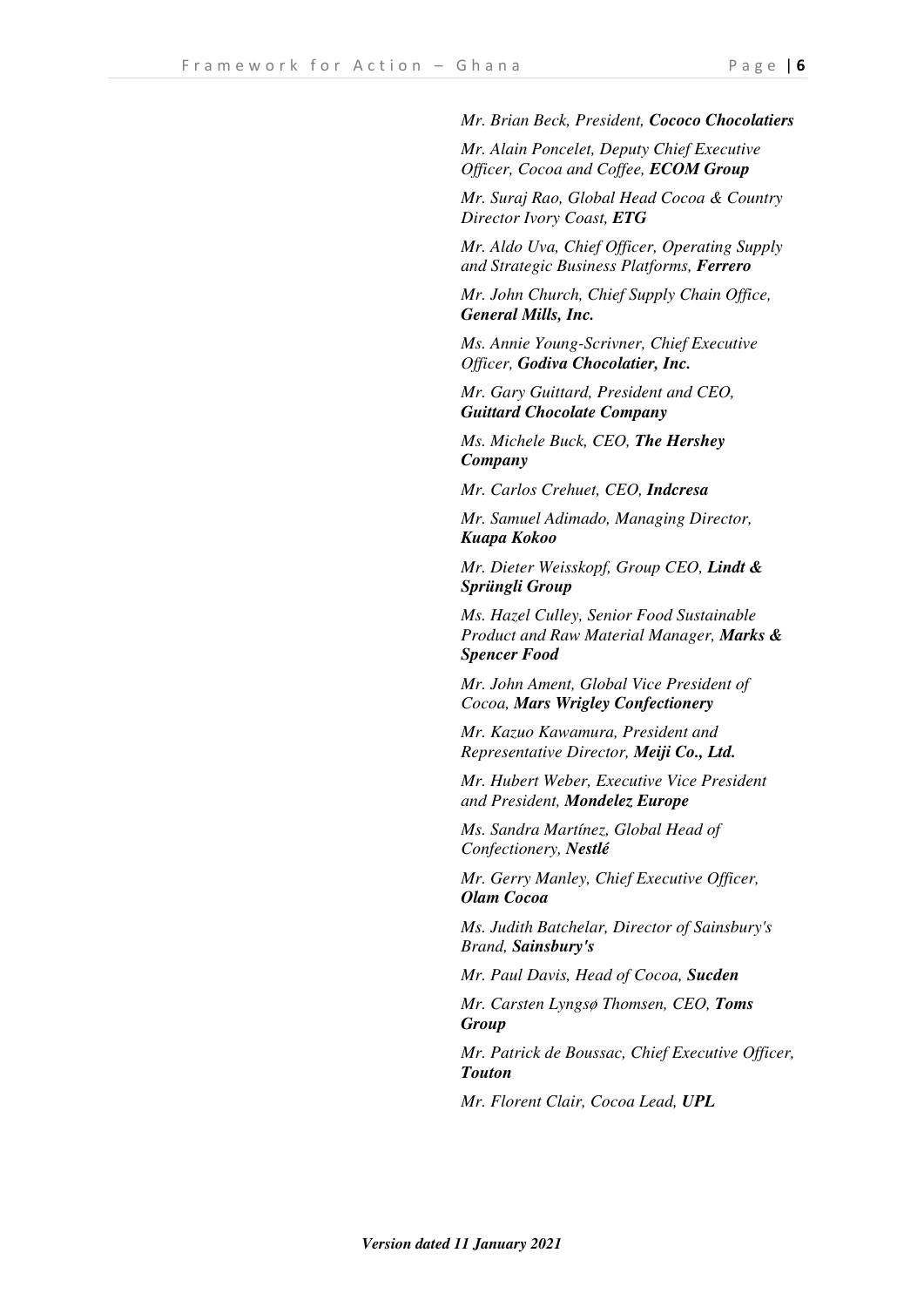*Mr. Brian Beck, President, **Cococo Chocolatiers***

*Mr. Alain Poncelet, Deputy Chief Executive Officer, Cocoa and Coffee, **ECOM Group***

*Mr. Suraj Rao, Global Head Cocoa & Country Director Ivory Coast, **ETG***

*Mr. Aldo Uva, Chief Officer, Operating Supply and Strategic Business Platforms, **Ferrero***

*Mr. John Church, Chief Supply Chain Office, **General Mills, Inc.***

*Ms. Annie Young-Scrivner, Chief Executive Officer, **Godiva Chocolatier, Inc.***

*Mr. Gary Guittard, President and CEO, **Guittard Chocolate Company***

*Ms. Michele Buck, CEO, **The Hershey Company***

*Mr. Carlos Crehuet, CEO, **Indcresa***

*Mr. Samuel Adimado, Managing Director, **Kuapa Kokoo***

*Mr. Dieter Weisskopf, Group CEO, **Lindt & Sprüngli Group***

*Ms. Hazel Culley, Senior Food Sustainable Product and Raw Material Manager, **Marks & Spencer Food***

*Mr. John Ament, Global Vice President of Cocoa, **Mars Wrigley Confectionery***

*Mr. Kazuo Kawamura, President and Representative Director, **Meiji Co., Ltd.***

*Mr. Hubert Weber, Executive Vice President and President, **Mondelez Europe***

*Ms. Sandra Martínez, Global Head of Confectionery, **Nestlé***

*Mr. Gerry Manley, Chief Executive Officer, **Olam Cocoa***

*Ms. Judith Batchelar, Director of Sainsbury's Brand, **Sainsbury's***

*Mr. Paul Davis, Head of Cocoa, **Sucden***

*Mr. Carsten Lyngsø Thomsen, CEO, **Toms Group***

*Mr. Patrick de Boussac, Chief Executive Officer, **Touton***

*Mr. Florent Clair, Cocoa Lead, **UPL***

***Version dated 11 January 2021***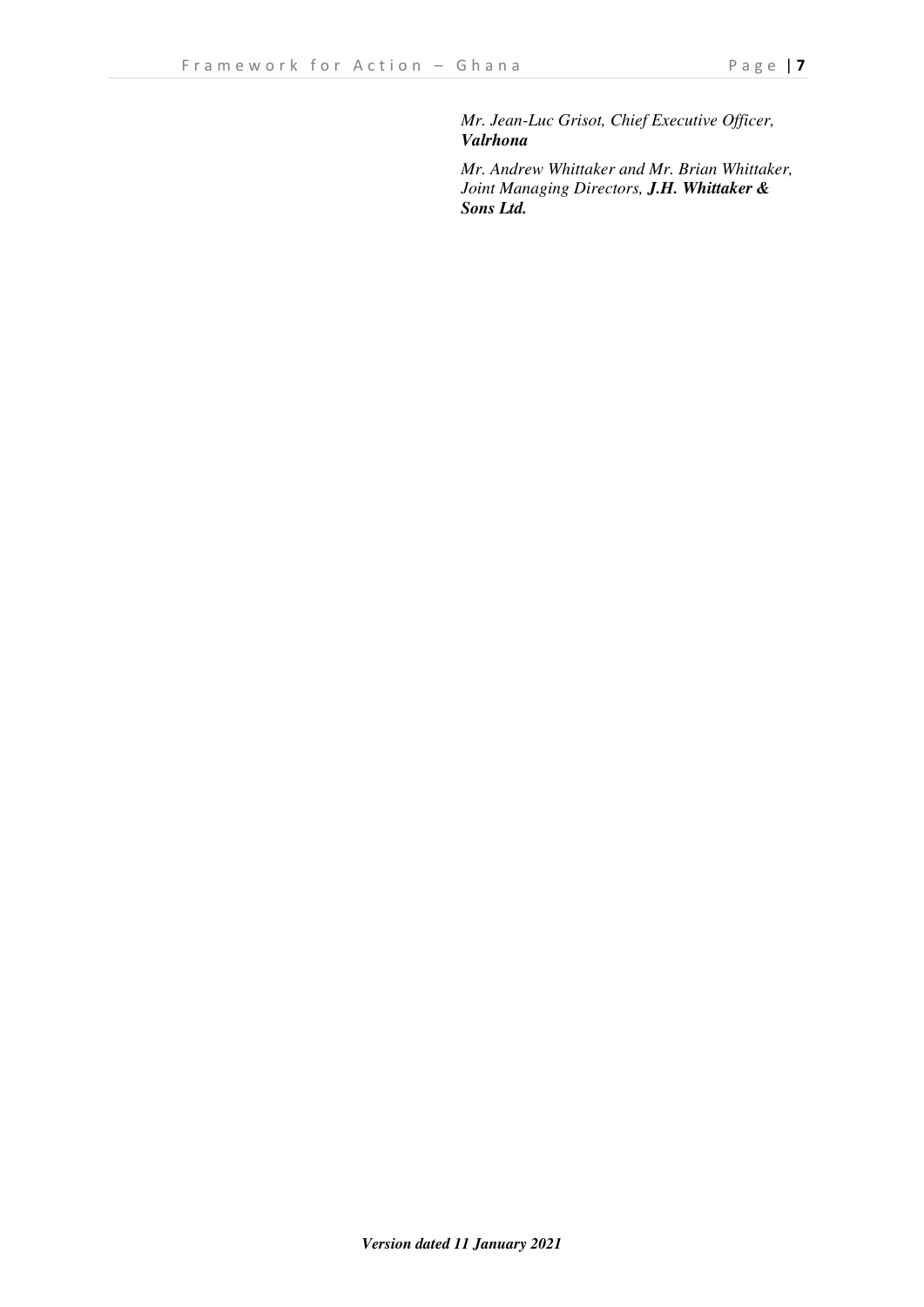*Mr. Jean-Luc Grisot, Chief Executive Officer,* ***Valrhona***

*Mr. Andrew Whittaker and Mr. Brian Whittaker, Joint Managing Directors,* ***J.H. Whittaker & Sons Ltd.***

***Version dated 11 January 2021***